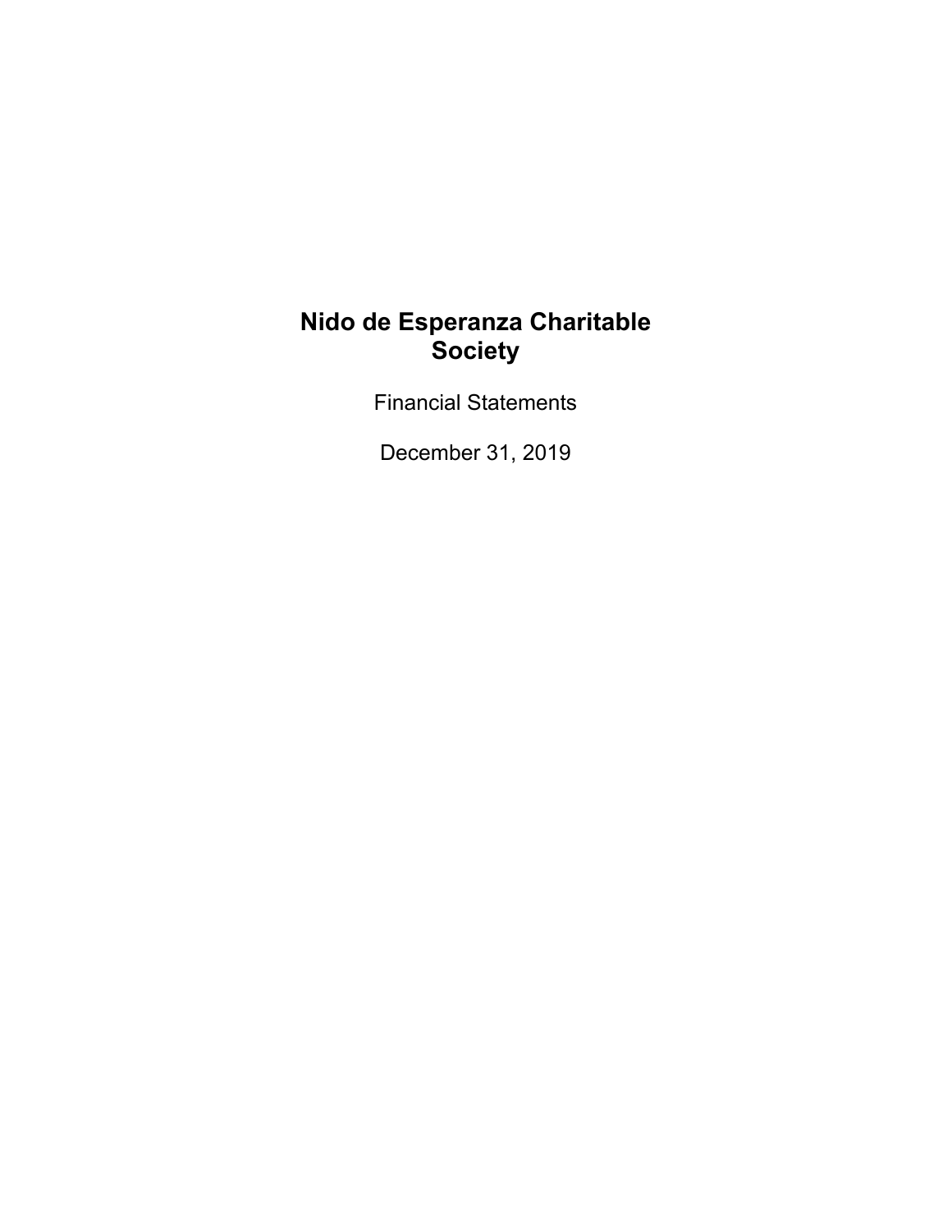# Nido de Esperanza Charitable Society

Financial Statements

December 31, 2019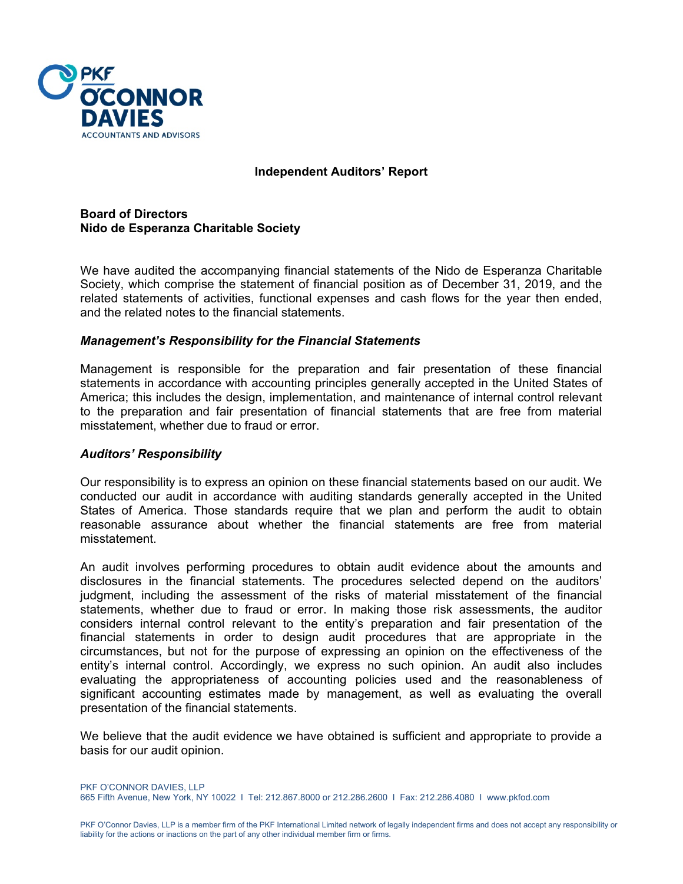# Independent Auditors' Report

**Board of Directors**
**Nido de Esperanza Charitable Society**

We have audited the accompanying financial statements of the Nido de Esperanza Charitable Society, which comprise the statement of financial position as of December 31, 2019, and the related statements of activities, functional expenses and cash flows for the year then ended, and the related notes to the financial statements.

### *Management's Responsibility for the Financial Statements*

Management is responsible for the preparation and fair presentation of these financial statements in accordance with accounting principles generally accepted in the United States of America; this includes the design, implementation, and maintenance of internal control relevant to the preparation and fair presentation of financial statements that are free from material misstatement, whether due to fraud or error.

### *Auditors' Responsibility*

Our responsibility is to express an opinion on these financial statements based on our audit. We conducted our audit in accordance with auditing standards generally accepted in the United States of America. Those standards require that we plan and perform the audit to obtain reasonable assurance about whether the financial statements are free from material misstatement.

An audit involves performing procedures to obtain audit evidence about the amounts and disclosures in the financial statements. The procedures selected depend on the auditors' judgment, including the assessment of the risks of material misstatement of the financial statements, whether due to fraud or error. In making those risk assessments, the auditor considers internal control relevant to the entity's preparation and fair presentation of the financial statements in order to design audit procedures that are appropriate in the circumstances, but not for the purpose of expressing an opinion on the effectiveness of the entity's internal control. Accordingly, we express no such opinion. An audit also includes evaluating the appropriateness of accounting policies used and the reasonableness of significant accounting estimates made by management, as well as evaluating the overall presentation of the financial statements.

We believe that the audit evidence we have obtained is sufficient and appropriate to provide a basis for our audit opinion.

PKF O'CONNOR DAVIES, LLP
665 Fifth Avenue, New York, NY 10022 I Tel: 212.867.8000 or 212.286.2600 I Fax: 212.286.4080 I www.pkfod.com

PKF O'Connor Davies, LLP is a member firm of the PKF International Limited network of legally independent firms and does not accept any responsibility or liability for the actions or inactions on the part of any other individual member firm or firms.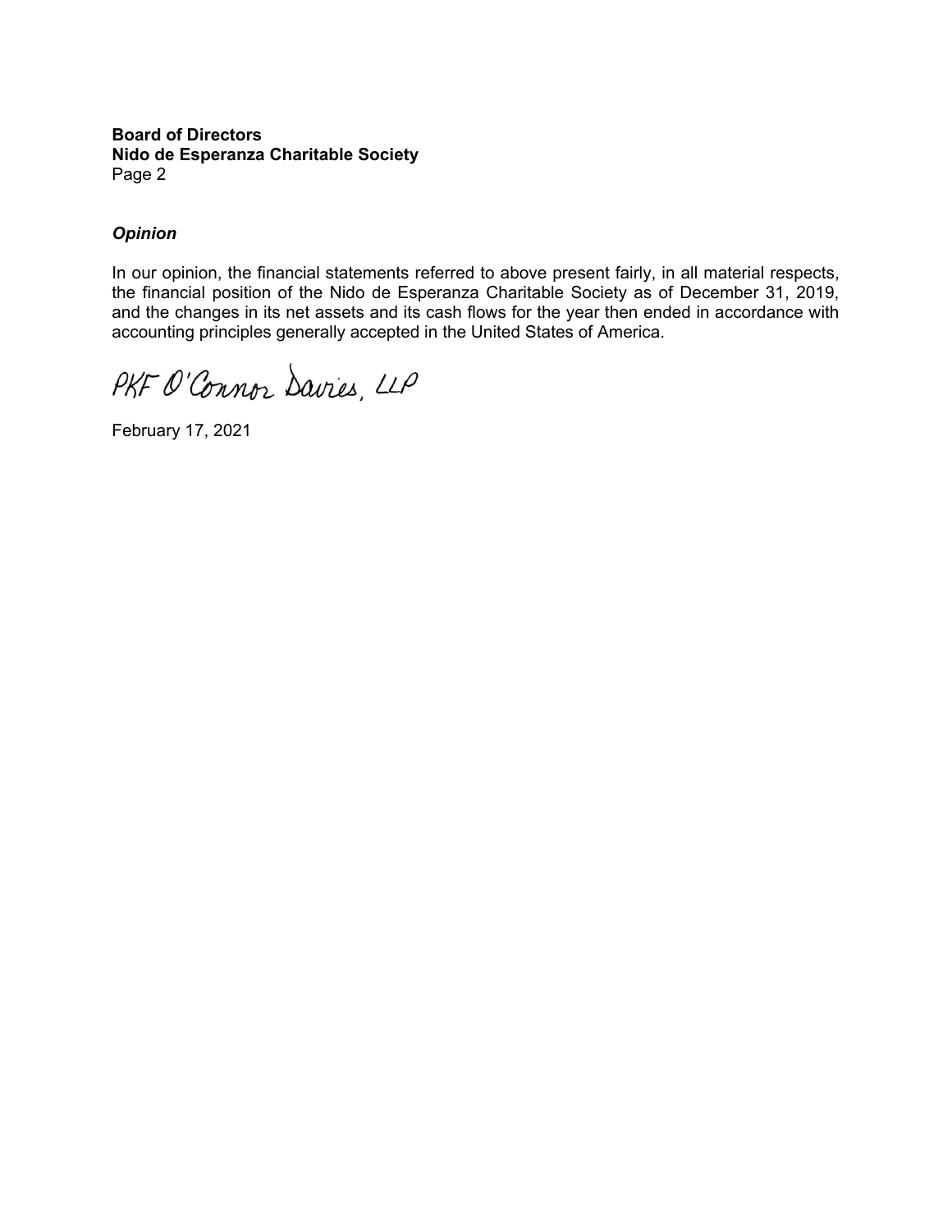**Board of Directors**
**Nido de Esperanza Charitable Society**
Page 2

***Opinion***

In our opinion, the financial statements referred to above present fairly, in all material respects, the financial position of the Nido de Esperanza Charitable Society as of December 31, 2019, and the changes in its net assets and its cash flows for the year then ended in accordance with accounting principles generally accepted in the United States of America.

PKF O'Connor Davies, LLP

February 17, 2021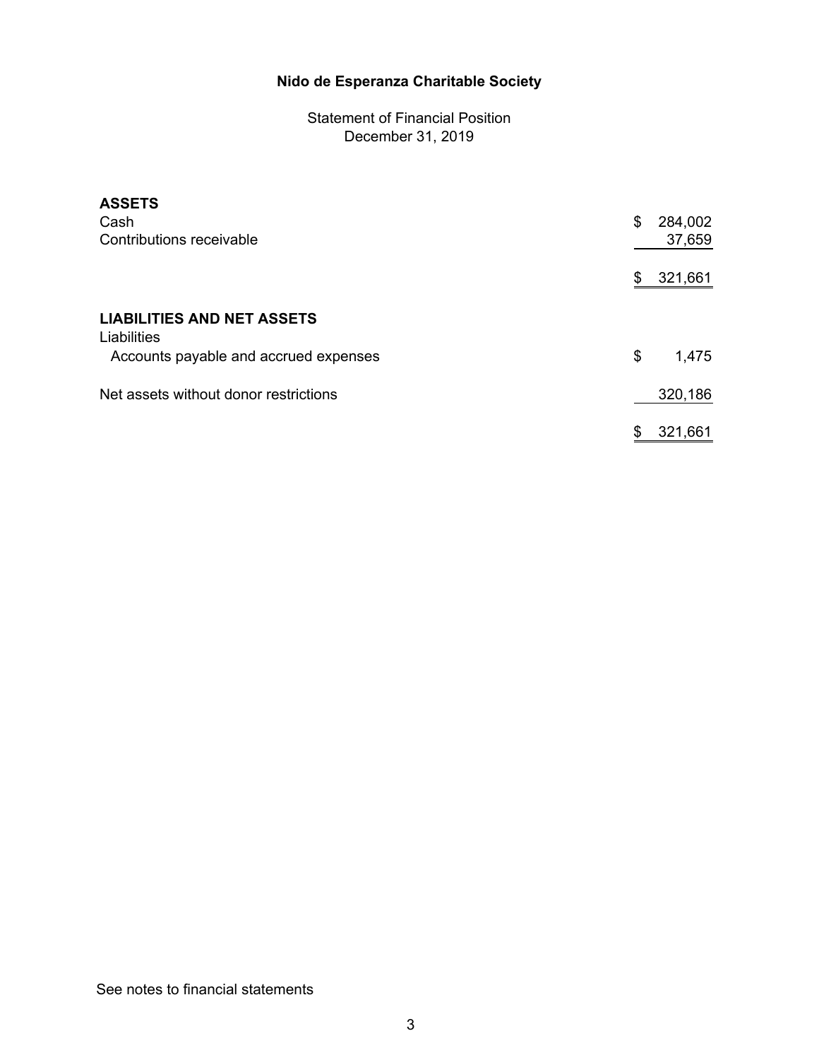# Nido de Esperanza Charitable Society

Statement of Financial Position
December 31, 2019

| | |
|---|---|
| **ASSETS** | |
| Cash | $ 284,002 |
| Contributions receivable | 37,659 |
| | $ 321,661 |
| **LIABILITIES AND NET ASSETS** | |
| Liabilities | |
| Accounts payable and accrued expenses | $ 1,475 |
| Net assets without donor restrictions | 320,186 |
| | $ 321,661 |

See notes to financial statements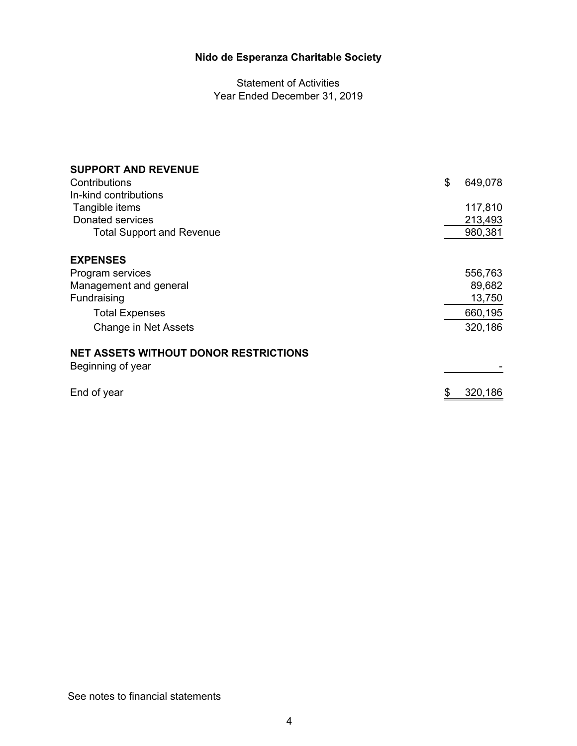# Nido de Esperanza Charitable Society

Statement of Activities
Year Ended December 31, 2019

| | |
|---|---|
| **SUPPORT AND REVENUE** | |
| Contributions | $ 649,078 |
| In-kind contributions | |
| Tangible items | 117,810 |
| Donated services | 213,493 |
| Total Support and Revenue | 980,381 |
| | |
| **EXPENSES** | |
| Program services | 556,763 |
| Management and general | 89,682 |
| Fundraising | 13,750 |
| Total Expenses | 660,195 |
| Change in Net Assets | 320,186 |
| | |
| **NET ASSETS WITHOUT DONOR RESTRICTIONS** | |
| Beginning of year | - |
| | |
| End of year | $ 320,186 |

See notes to financial statements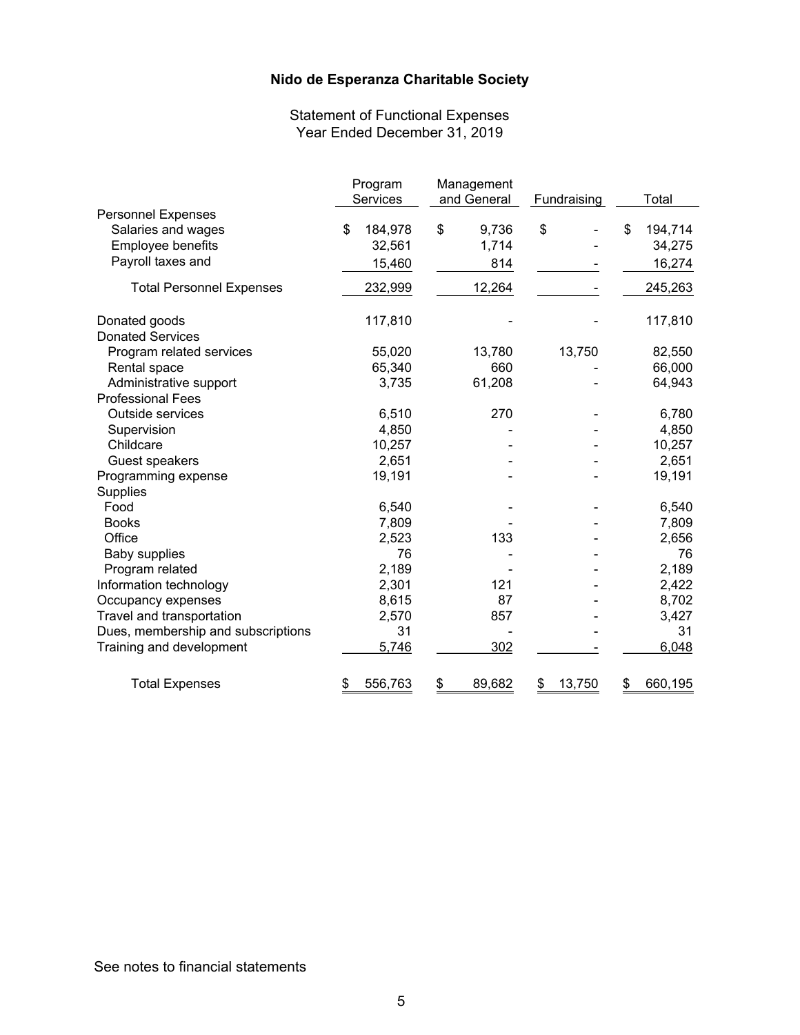# Nido de Esperanza Charitable Society

## Statement of Functional Expenses
## Year Ended December 31, 2019

| | Program Services | Management and General | Fundraising | Total |
|---|---|---|---|---|
| **Personnel Expenses** | | | | |
| Salaries and wages | $ 184,978 | $ 9,736 | $ - | $ 194,714 |
| Employee benefits | 32,561 | 1,714 | - | 34,275 |
| Payroll taxes and | 15,460 | 814 | - | 16,274 |
| Total Personnel Expenses | 232,999 | 12,264 | - | 245,263 |
| Donated goods | 117,810 | - | - | 117,810 |
| **Donated Services** | | | | |
| Program related services | 55,020 | 13,780 | 13,750 | 82,550 |
| Rental space | 65,340 | 660 | - | 66,000 |
| Administrative support | 3,735 | 61,208 | - | 64,943 |
| **Professional Fees** | | | | |
| Outside services | 6,510 | 270 | - | 6,780 |
| Supervision | 4,850 | - | - | 4,850 |
| Childcare | 10,257 | - | - | 10,257 |
| Guest speakers | 2,651 | - | - | 2,651 |
| Programming expense | 19,191 | - | - | 19,191 |
| **Supplies** | | | | |
| Food | 6,540 | - | - | 6,540 |
| Books | 7,809 | - | - | 7,809 |
| Office | 2,523 | 133 | - | 2,656 |
| Baby supplies | 76 | - | - | 76 |
| Program related | 2,189 | - | - | 2,189 |
| Information technology | 2,301 | 121 | - | 2,422 |
| Occupancy expenses | 8,615 | 87 | - | 8,702 |
| Travel and transportation | 2,570 | 857 | - | 3,427 |
| Dues, membership and subscriptions | 31 | - | - | 31 |
| Training and development | 5,746 | 302 | - | 6,048 |
| Total Expenses | $ 556,763 | $ 89,682 | $ 13,750 | $ 660,195 |

See notes to financial statements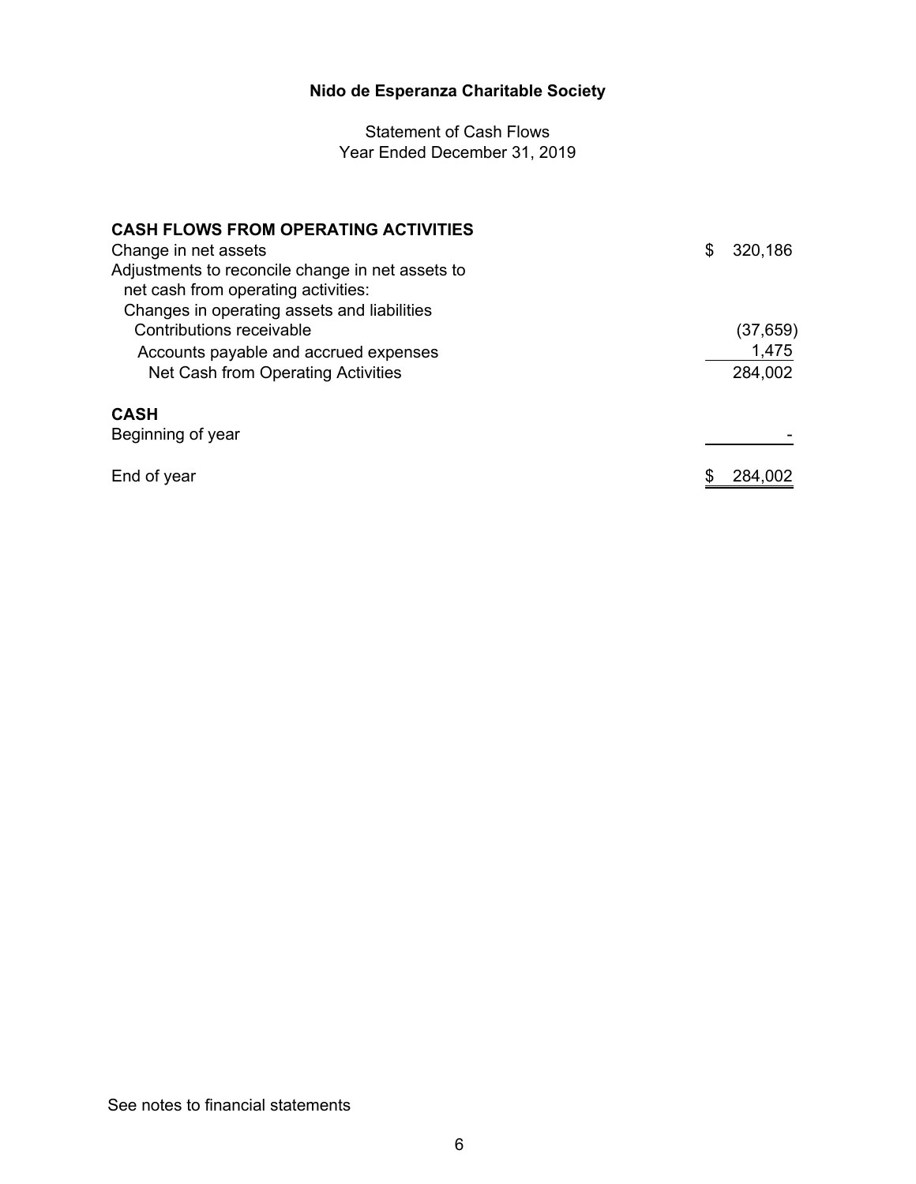# Nido de Esperanza Charitable Society

Statement of Cash Flows
Year Ended December 31, 2019

| | |
|---|---|
| **CASH FLOWS FROM OPERATING ACTIVITIES** | |
| Change in net assets | $ 320,186 |
| Adjustments to reconcile change in net assets to net cash from operating activities: | |
| Changes in operating assets and liabilities | |
| Contributions receivable | (37,659) |
| Accounts payable and accrued expenses | 1,475 |
| Net Cash from Operating Activities | 284,002 |
| **CASH** | |
| Beginning of year | - |
| End of year | $ 284,002 |

See notes to financial statements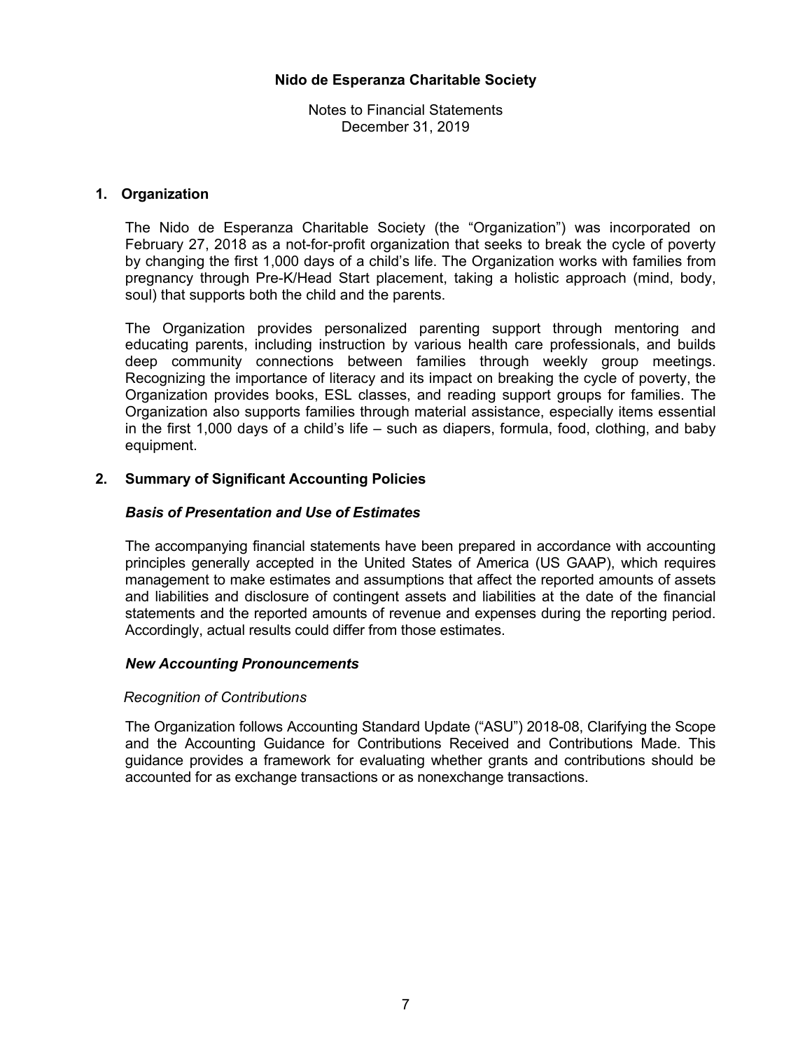# Nido de Esperanza Charitable Society

Notes to Financial Statements
December 31, 2019

## 1. Organization

The Nido de Esperanza Charitable Society (the "Organization") was incorporated on February 27, 2018 as a not-for-profit organization that seeks to break the cycle of poverty by changing the first 1,000 days of a child's life. The Organization works with families from pregnancy through Pre-K/Head Start placement, taking a holistic approach (mind, body, soul) that supports both the child and the parents.

The Organization provides personalized parenting support through mentoring and educating parents, including instruction by various health care professionals, and builds deep community connections between families through weekly group meetings. Recognizing the importance of literacy and its impact on breaking the cycle of poverty, the Organization provides books, ESL classes, and reading support groups for families. The Organization also supports families through material assistance, especially items essential in the first 1,000 days of a child's life – such as diapers, formula, food, clothing, and baby equipment.

## 2. Summary of Significant Accounting Policies

### *Basis of Presentation and Use of Estimates*

The accompanying financial statements have been prepared in accordance with accounting principles generally accepted in the United States of America (US GAAP), which requires management to make estimates and assumptions that affect the reported amounts of assets and liabilities and disclosure of contingent assets and liabilities at the date of the financial statements and the reported amounts of revenue and expenses during the reporting period. Accordingly, actual results could differ from those estimates.

### *New Accounting Pronouncements*

*Recognition of Contributions*

The Organization follows Accounting Standard Update ("ASU") 2018-08, Clarifying the Scope and the Accounting Guidance for Contributions Received and Contributions Made. This guidance provides a framework for evaluating whether grants and contributions should be accounted for as exchange transactions or as nonexchange transactions.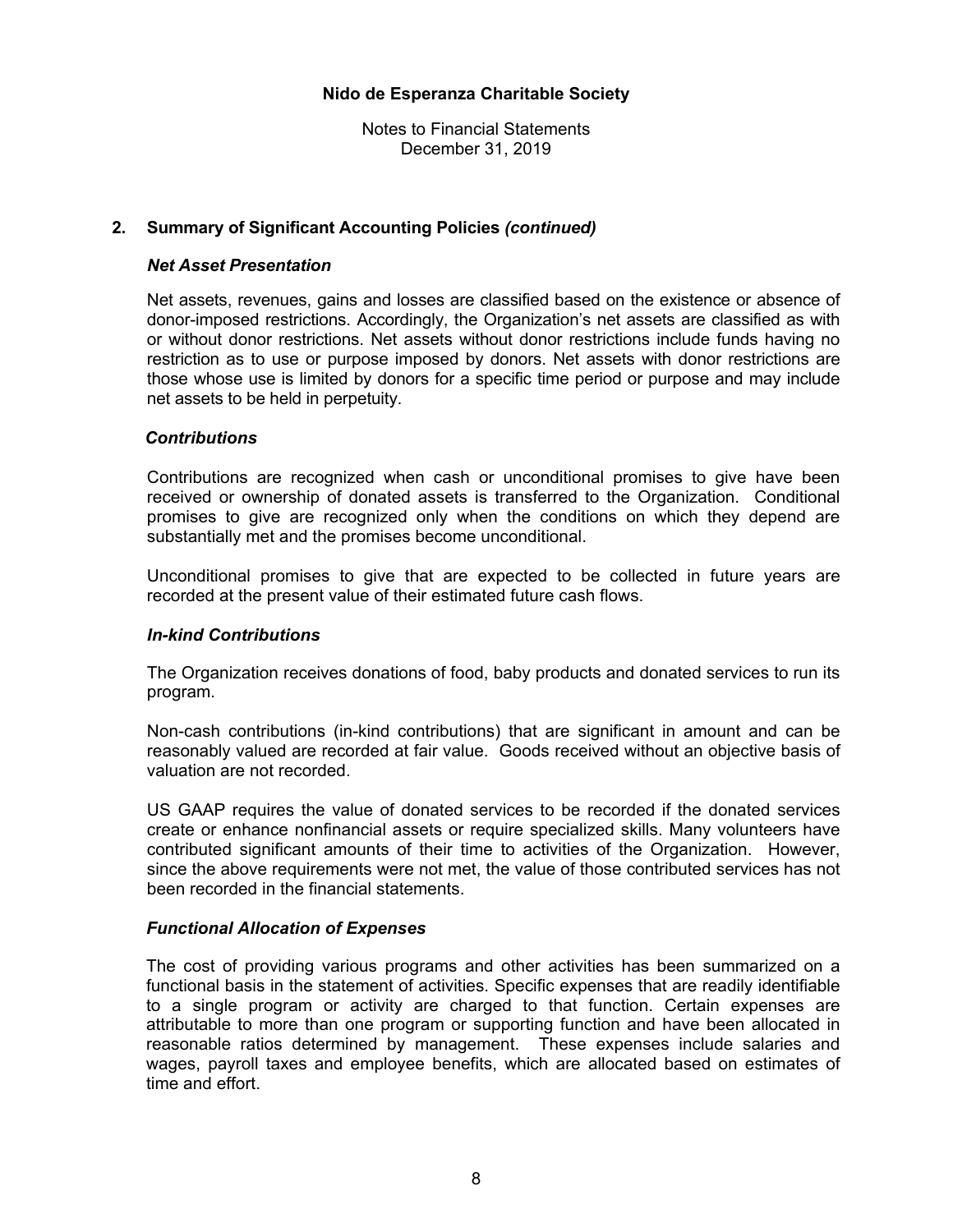# Nido de Esperanza Charitable Society

Notes to Financial Statements
December 31, 2019

## 2. Summary of Significant Accounting Policies *(continued)*

### *Net Asset Presentation*

Net assets, revenues, gains and losses are classified based on the existence or absence of donor-imposed restrictions. Accordingly, the Organization's net assets are classified as with or without donor restrictions. Net assets without donor restrictions include funds having no restriction as to use or purpose imposed by donors. Net assets with donor restrictions are those whose use is limited by donors for a specific time period or purpose and may include net assets to be held in perpetuity.

### *Contributions*

Contributions are recognized when cash or unconditional promises to give have been received or ownership of donated assets is transferred to the Organization. Conditional promises to give are recognized only when the conditions on which they depend are substantially met and the promises become unconditional.

Unconditional promises to give that are expected to be collected in future years are recorded at the present value of their estimated future cash flows.

### *In-kind Contributions*

The Organization receives donations of food, baby products and donated services to run its program.

Non-cash contributions (in-kind contributions) that are significant in amount and can be reasonably valued are recorded at fair value. Goods received without an objective basis of valuation are not recorded.

US GAAP requires the value of donated services to be recorded if the donated services create or enhance nonfinancial assets or require specialized skills. Many volunteers have contributed significant amounts of their time to activities of the Organization. However, since the above requirements were not met, the value of those contributed services has not been recorded in the financial statements.

### *Functional Allocation of Expenses*

The cost of providing various programs and other activities has been summarized on a functional basis in the statement of activities. Specific expenses that are readily identifiable to a single program or activity are charged to that function. Certain expenses are attributable to more than one program or supporting function and have been allocated in reasonable ratios determined by management. These expenses include salaries and wages, payroll taxes and employee benefits, which are allocated based on estimates of time and effort.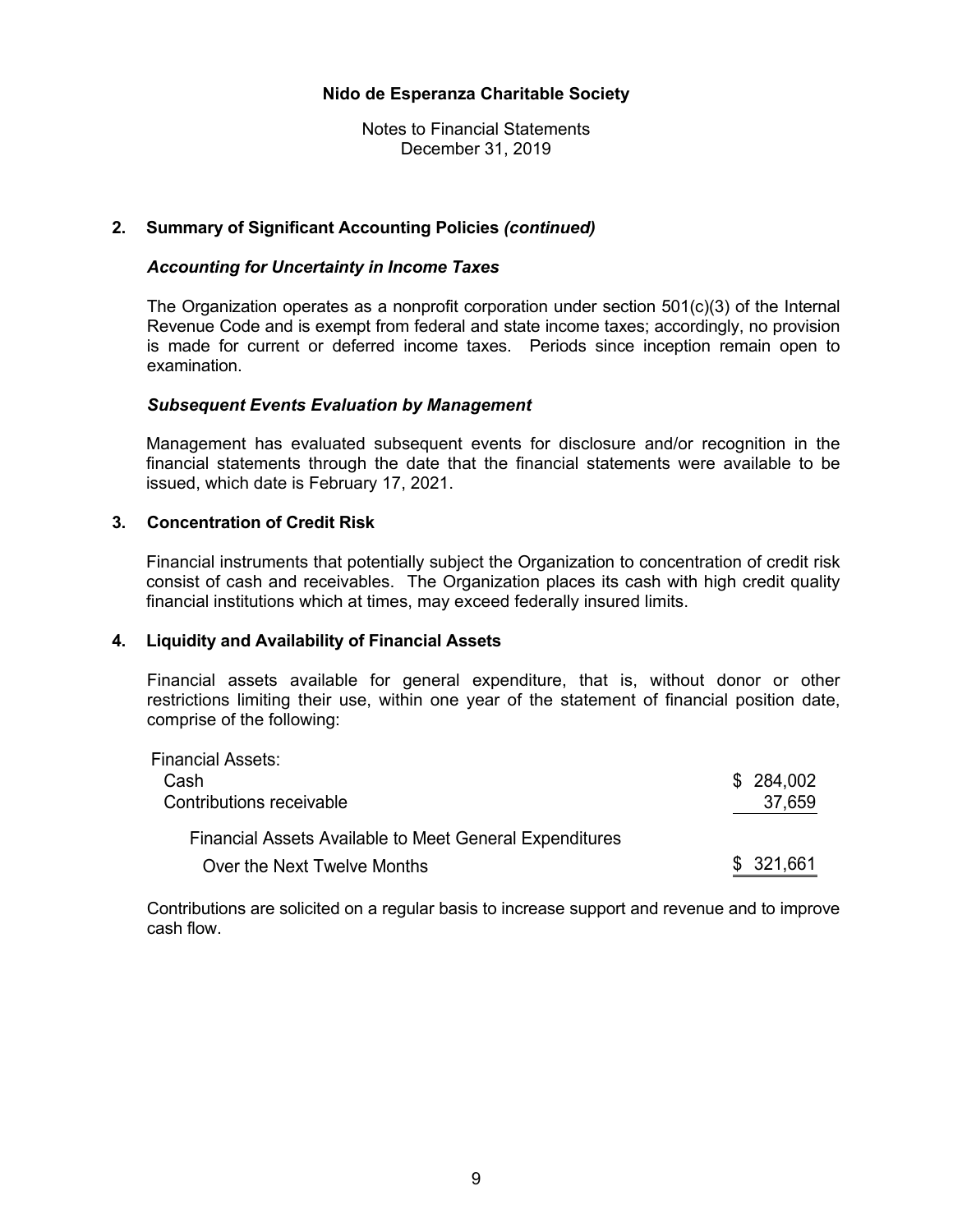# Nido de Esperanza Charitable Society

Notes to Financial Statements
December 31, 2019

## 2. Summary of Significant Accounting Policies *(continued)*

### *Accounting for Uncertainty in Income Taxes*

The Organization operates as a nonprofit corporation under section 501(c)(3) of the Internal Revenue Code and is exempt from federal and state income taxes; accordingly, no provision is made for current or deferred income taxes. Periods since inception remain open to examination.

### *Subsequent Events Evaluation by Management*

Management has evaluated subsequent events for disclosure and/or recognition in the financial statements through the date that the financial statements were available to be issued, which date is February 17, 2021.

## 3. Concentration of Credit Risk

Financial instruments that potentially subject the Organization to concentration of credit risk consist of cash and receivables. The Organization places its cash with high credit quality financial institutions which at times, may exceed federally insured limits.

## 4. Liquidity and Availability of Financial Assets

Financial assets available for general expenditure, that is, without donor or other restrictions limiting their use, within one year of the statement of financial position date, comprise of the following:

| | |
|---|---|
| Financial Assets: | |
| Cash | $ 284,002 |
| Contributions receivable | 37,659 |
| Financial Assets Available to Meet General Expenditures Over the Next Twelve Months | $ 321,661 |

Contributions are solicited on a regular basis to increase support and revenue and to improve cash flow.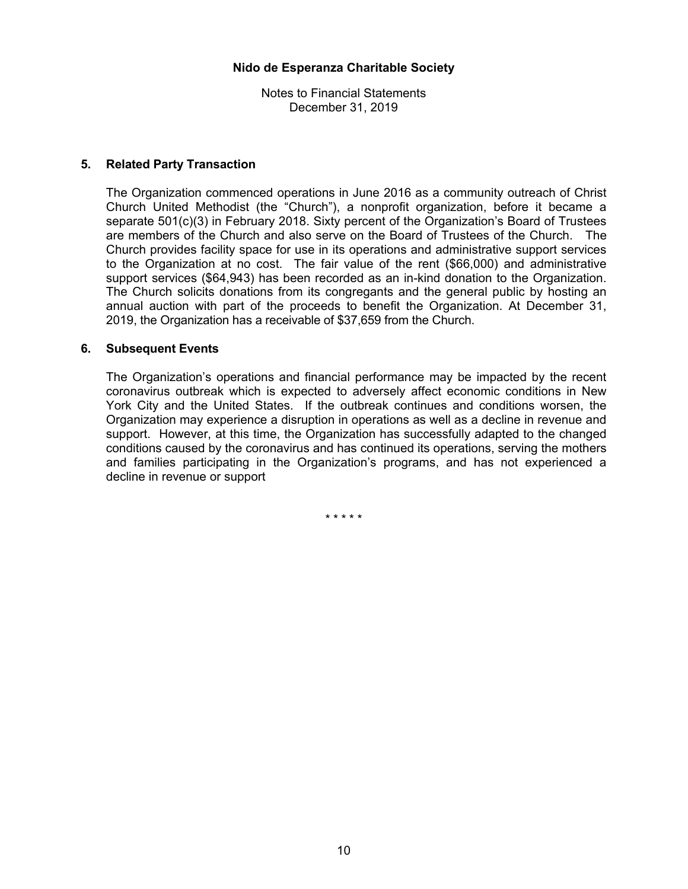## 5. Related Party Transaction

The Organization commenced operations in June 2016 as a community outreach of Christ Church United Methodist (the "Church"), a nonprofit organization, before it became a separate 501(c)(3) in February 2018. Sixty percent of the Organization's Board of Trustees are members of the Church and also serve on the Board of Trustees of the Church. The Church provides facility space for use in its operations and administrative support services to the Organization at no cost. The fair value of the rent ($66,000) and administrative support services ($64,943) has been recorded as an in-kind donation to the Organization. The Church solicits donations from its congregants and the general public by hosting an annual auction with part of the proceeds to benefit the Organization. At December 31, 2019, the Organization has a receivable of $37,659 from the Church.

## 6. Subsequent Events

The Organization's operations and financial performance may be impacted by the recent coronavirus outbreak which is expected to adversely affect economic conditions in New York City and the United States. If the outbreak continues and conditions worsen, the Organization may experience a disruption in operations as well as a decline in revenue and support. However, at this time, the Organization has successfully adapted to the changed conditions caused by the coronavirus and has continued its operations, serving the mothers and families participating in the Organization's programs, and has not experienced a decline in revenue or support

* * * * *